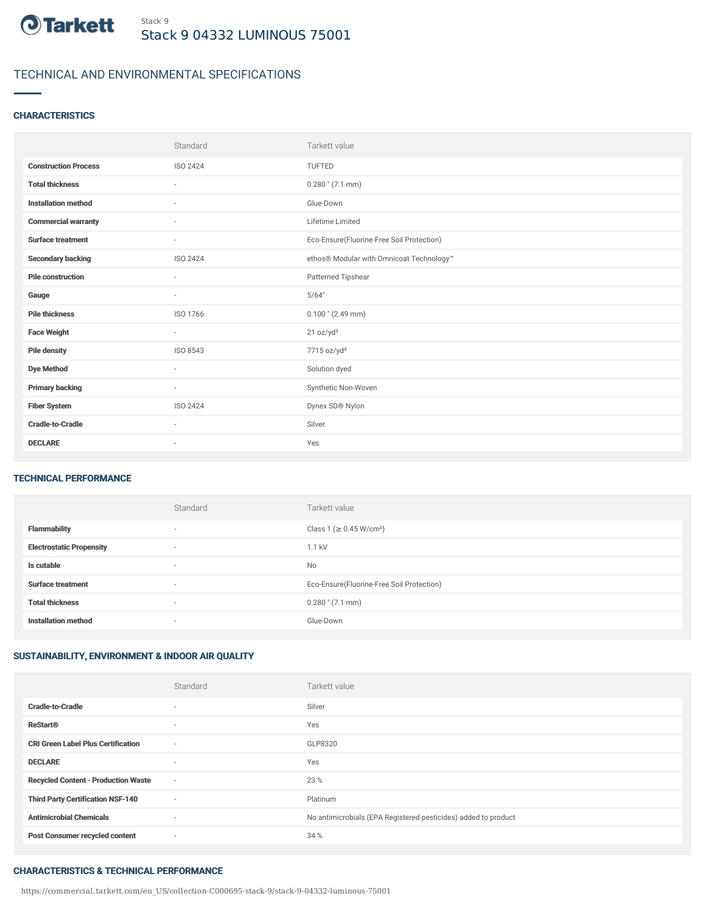Stack 9

# Stack 9 04332 LUMINOUS 75001

## TECHNICAL AND ENVIRONMENTAL SPECIFICATIONS

### CHARACTERISTICS

| | Standard | Tarkett value |
|---|---|---|
| **Construction Process** | ISO 2424 | TUFTED |
| **Total thickness** | - | 0.280 " (7.1 mm) |
| **Installation method** | - | Glue-Down |
| **Commercial warranty** | - | Lifetime Limited |
| **Surface treatment** | - | Eco-Ensure(Fluorine-Free Soil Protection) |
| **Secondary backing** | ISO 2424 | ethos® Modular with Omnicoat Technology™ |
| **Pile construction** | - | Patterned Tipshear |
| **Gauge** | - | 5/64" |
| **Pile thickness** | ISO 1766 | 0.100 " (2.49 mm) |
| **Face Weight** | - | 21 oz/yd² |
| **Pile density** | ISO 8543 | 7715 oz/yd³ |
| **Dye Method** | - | Solution dyed |
| **Primary backing** | - | Synthetic Non-Woven |
| **Fiber System** | ISO 2424 | Dynex SD® Nylon |
| **Cradle-to-Cradle** | - | Silver |
| **DECLARE** | - | Yes |

### TECHNICAL PERFORMANCE

| | Standard | Tarkett value |
|---|---|---|
| **Flammability** | - | Class 1 (≥ 0.45 W/cm²) |
| **Electrostatic Propensity** | - | 1.1 kV |
| **Is cutable** | - | No |
| **Surface treatment** | - | Eco-Ensure(Fluorine-Free Soil Protection) |
| **Total thickness** | - | 0.280 " (7.1 mm) |
| **Installation method** | - | Glue-Down |

### SUSTAINABILITY, ENVIRONMENT & INDOOR AIR QUALITY

| | Standard | Tarkett value |
|---|---|---|
| **Cradle-to-Cradle** | - | Silver |
| **ReStart®** | - | Yes |
| **CRI Green Label Plus Certification** | - | GLP8320 |
| **DECLARE** | - | Yes |
| **Recycled Content - Production Waste** | - | 23 % |
| **Third Party Certification NSF-140** | - | Platinum |
| **Antimicrobial Chemicals** | - | No antimicrobials (EPA Registered pesticides) added to product |
| **Post Consumer recycled content** | - | 34 % |

### CHARACTERISTICS & TECHNICAL PERFORMANCE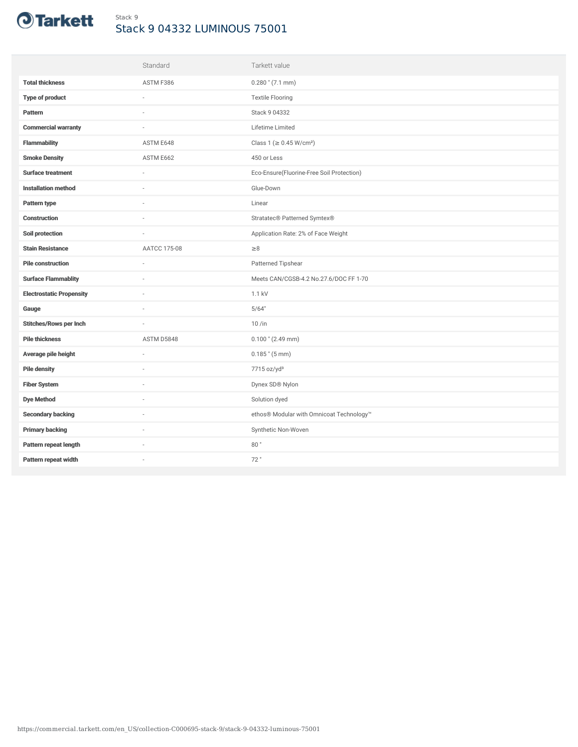Stack 9

# Stack 9 04332 LUMINOUS 75001

| | Standard | Tarkett value |
|---|---|---|
| **Total thickness** | ASTM F386 | 0.280 " (7.1 mm) |
| **Type of product** | - | Textile Flooring |
| **Pattern** | - | Stack 9 04332 |
| **Commercial warranty** | - | Lifetime Limited |
| **Flammability** | ASTM E648 | Class 1 (≥ 0.45 W/cm²) |
| **Smoke Density** | ASTM E662 | 450 or Less |
| **Surface treatment** | - | Eco-Ensure(Fluorine-Free Soil Protection) |
| **Installation method** | - | Glue-Down |
| **Pattern type** | - | Linear |
| **Construction** | - | Stratatec® Patterned Symtex® |
| **Soil protection** | - | Application Rate: 2% of Face Weight |
| **Stain Resistance** | AATCC 175-08 | ≥8 |
| **Pile construction** | - | Patterned Tipshear |
| **Surface Flammablity** | - | Meets CAN/CGSB-4.2 No.27.6/DOC FF 1-70 |
| **Electrostatic Propensity** | - | 1.1 kV |
| **Gauge** | - | 5/64" |
| **Stitches/Rows per Inch** | - | 10 /in |
| **Pile thickness** | ASTM D5848 | 0.100 " (2.49 mm) |
| **Average pile height** | - | 0.185 " (5 mm) |
| **Pile density** | - | 7715 oz/yd³ |
| **Fiber System** | - | Dynex SD® Nylon |
| **Dye Method** | - | Solution dyed |
| **Secondary backing** | - | ethos® Modular with Omnicoat Technology™ |
| **Primary backing** | - | Synthetic Non-Woven |
| **Pattern repeat length** | - | 80 " |
| **Pattern repeat width** | - | 72 " |